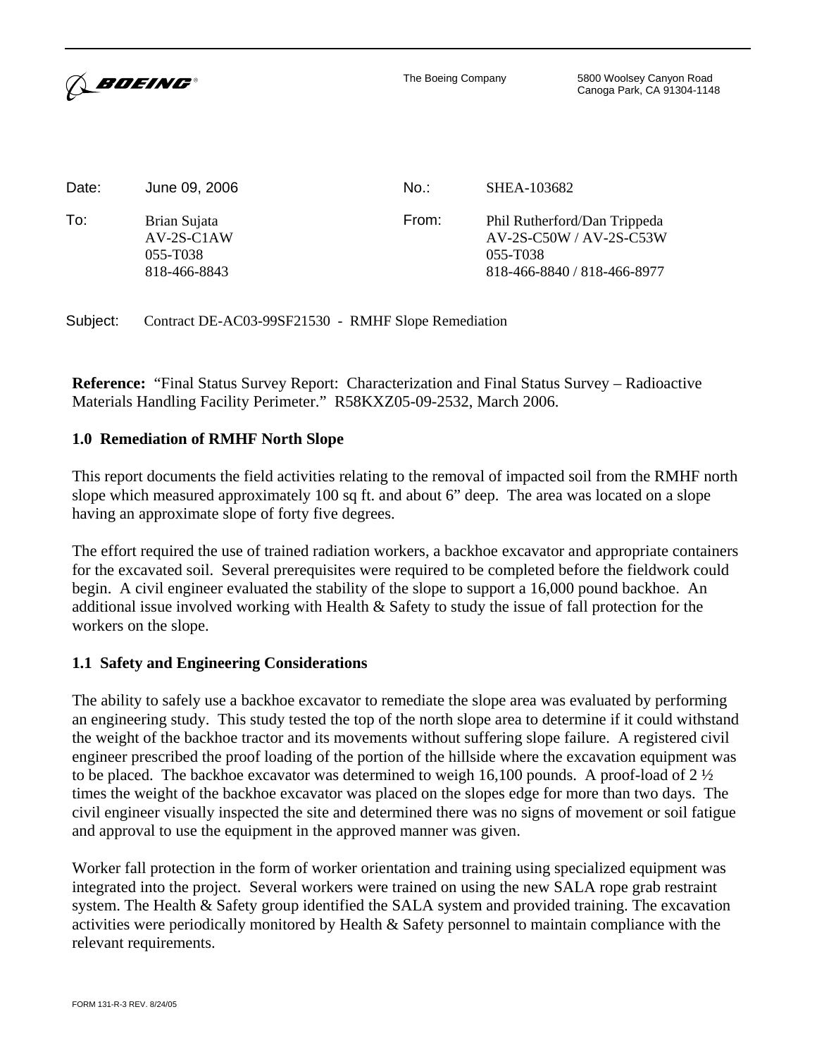**BOEING**®

The Boeing Company
5800 Woolsey Canyon Road
Canoga Park, CA 91304-1148

| | | | |
|---|---|---|---|
| Date: | June 09, 2006 | No.: | SHEA-103682 |
| To: | Brian Sujata<br>AV-2S-C1AW<br>055-T038<br>818-466-8843 | From: | Phil Rutherford/Dan Trippeda<br>AV-2S-C50W / AV-2S-C53W<br>055-T038<br>818-466-8840 / 818-466-8977 |

Subject: Contract DE-AC03-99SF21530 - RMHF Slope Remediation

**Reference:** "Final Status Survey Report: Characterization and Final Status Survey – Radioactive Materials Handling Facility Perimeter." R58KXZ05-09-2532, March 2006.

## 1.0 Remediation of RMHF North Slope

This report documents the field activities relating to the removal of impacted soil from the RMHF north slope which measured approximately 100 sq ft. and about 6" deep. The area was located on a slope having an approximate slope of forty five degrees.

The effort required the use of trained radiation workers, a backhoe excavator and appropriate containers for the excavated soil. Several prerequisites were required to be completed before the fieldwork could begin. A civil engineer evaluated the stability of the slope to support a 16,000 pound backhoe. An additional issue involved working with Health & Safety to study the issue of fall protection for the workers on the slope.

## 1.1 Safety and Engineering Considerations

The ability to safely use a backhoe excavator to remediate the slope area was evaluated by performing an engineering study. This study tested the top of the north slope area to determine if it could withstand the weight of the backhoe tractor and its movements without suffering slope failure. A registered civil engineer prescribed the proof loading of the portion of the hillside where the excavation equipment was to be placed. The backhoe excavator was determined to weigh 16,100 pounds. A proof-load of 2 ½ times the weight of the backhoe excavator was placed on the slopes edge for more than two days. The civil engineer visually inspected the site and determined there was no signs of movement or soil fatigue and approval to use the equipment in the approved manner was given.

Worker fall protection in the form of worker orientation and training using specialized equipment was integrated into the project. Several workers were trained on using the new SALA rope grab restraint system. The Health & Safety group identified the SALA system and provided training. The excavation activities were periodically monitored by Health & Safety personnel to maintain compliance with the relevant requirements.

FORM 131-R-3 REV. 8/24/05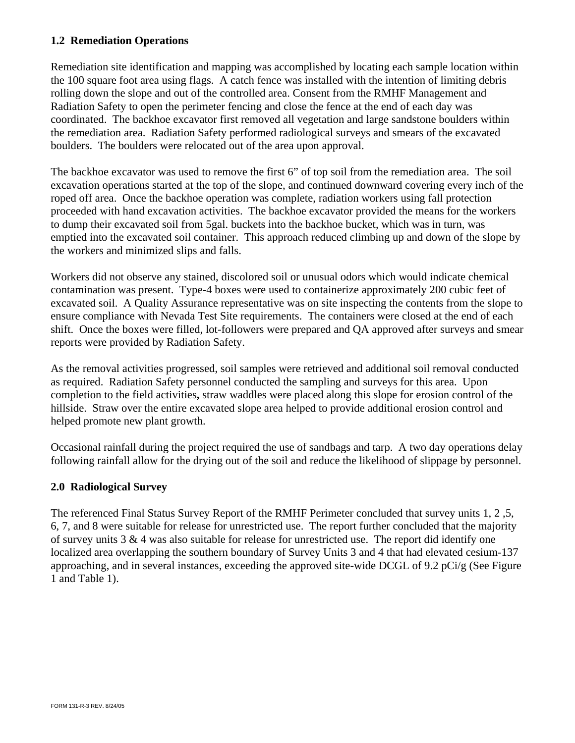## 1.2 Remediation Operations

Remediation site identification and mapping was accomplished by locating each sample location within the 100 square foot area using flags. A catch fence was installed with the intention of limiting debris rolling down the slope and out of the controlled area. Consent from the RMHF Management and Radiation Safety to open the perimeter fencing and close the fence at the end of each day was coordinated. The backhoe excavator first removed all vegetation and large sandstone boulders within the remediation area. Radiation Safety performed radiological surveys and smears of the excavated boulders. The boulders were relocated out of the area upon approval.

The backhoe excavator was used to remove the first 6" of top soil from the remediation area. The soil excavation operations started at the top of the slope, and continued downward covering every inch of the roped off area. Once the backhoe operation was complete, radiation workers using fall protection proceeded with hand excavation activities. The backhoe excavator provided the means for the workers to dump their excavated soil from 5gal. buckets into the backhoe bucket, which was in turn, was emptied into the excavated soil container. This approach reduced climbing up and down of the slope by the workers and minimized slips and falls.

Workers did not observe any stained, discolored soil or unusual odors which would indicate chemical contamination was present. Type-4 boxes were used to containerize approximately 200 cubic feet of excavated soil. A Quality Assurance representative was on site inspecting the contents from the slope to ensure compliance with Nevada Test Site requirements. The containers were closed at the end of each shift. Once the boxes were filled, lot-followers were prepared and QA approved after surveys and smear reports were provided by Radiation Safety.

As the removal activities progressed, soil samples were retrieved and additional soil removal conducted as required. Radiation Safety personnel conducted the sampling and surveys for this area. Upon completion to the field activities**,** straw waddles were placed along this slope for erosion control of the hillside. Straw over the entire excavated slope area helped to provide additional erosion control and helped promote new plant growth.

Occasional rainfall during the project required the use of sandbags and tarp. A two day operations delay following rainfall allow for the drying out of the soil and reduce the likelihood of slippage by personnel.

## 2.0 Radiological Survey

The referenced Final Status Survey Report of the RMHF Perimeter concluded that survey units 1, 2 ,5, 6, 7, and 8 were suitable for release for unrestricted use. The report further concluded that the majority of survey units 3 & 4 was also suitable for release for unrestricted use. The report did identify one localized area overlapping the southern boundary of Survey Units 3 and 4 that had elevated cesium-137 approaching, and in several instances, exceeding the approved site-wide DCGL of 9.2 pCi/g (See Figure 1 and Table 1).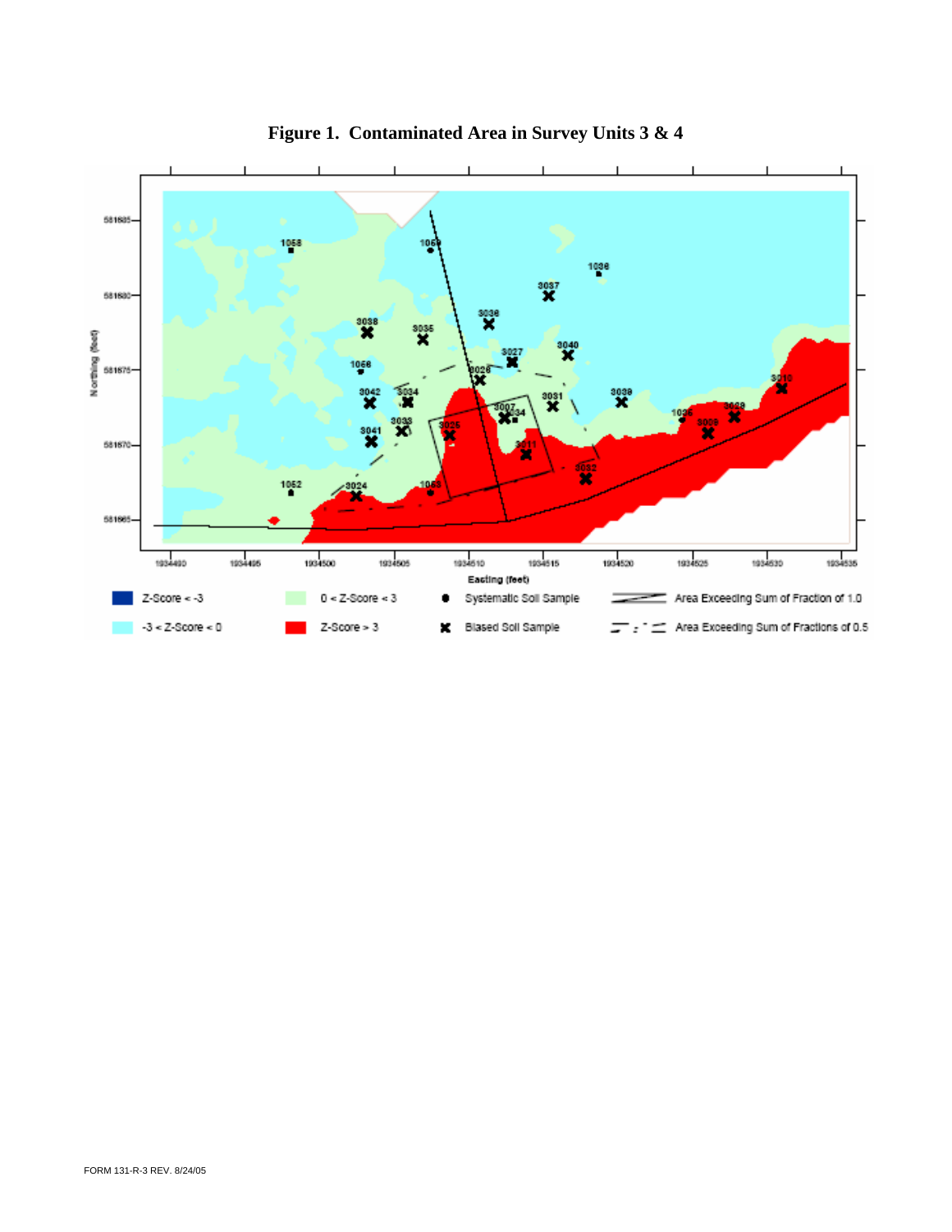**Figure 1. Contaminated Area in Survey Units 3 & 4**

| | | | | | |
|---|---|---|---|---|---|
| Z-Score < -3 | | 0 < Z-Score < 3 | Systematic Soil Sample | | Area Exceeding Sum of Fraction of 1.0 |
| -3 < Z-Score < 0 | | Z-Score > 3 | Biased Soil Sample | | Area Exceeding Sum of Fractions of 0.5 |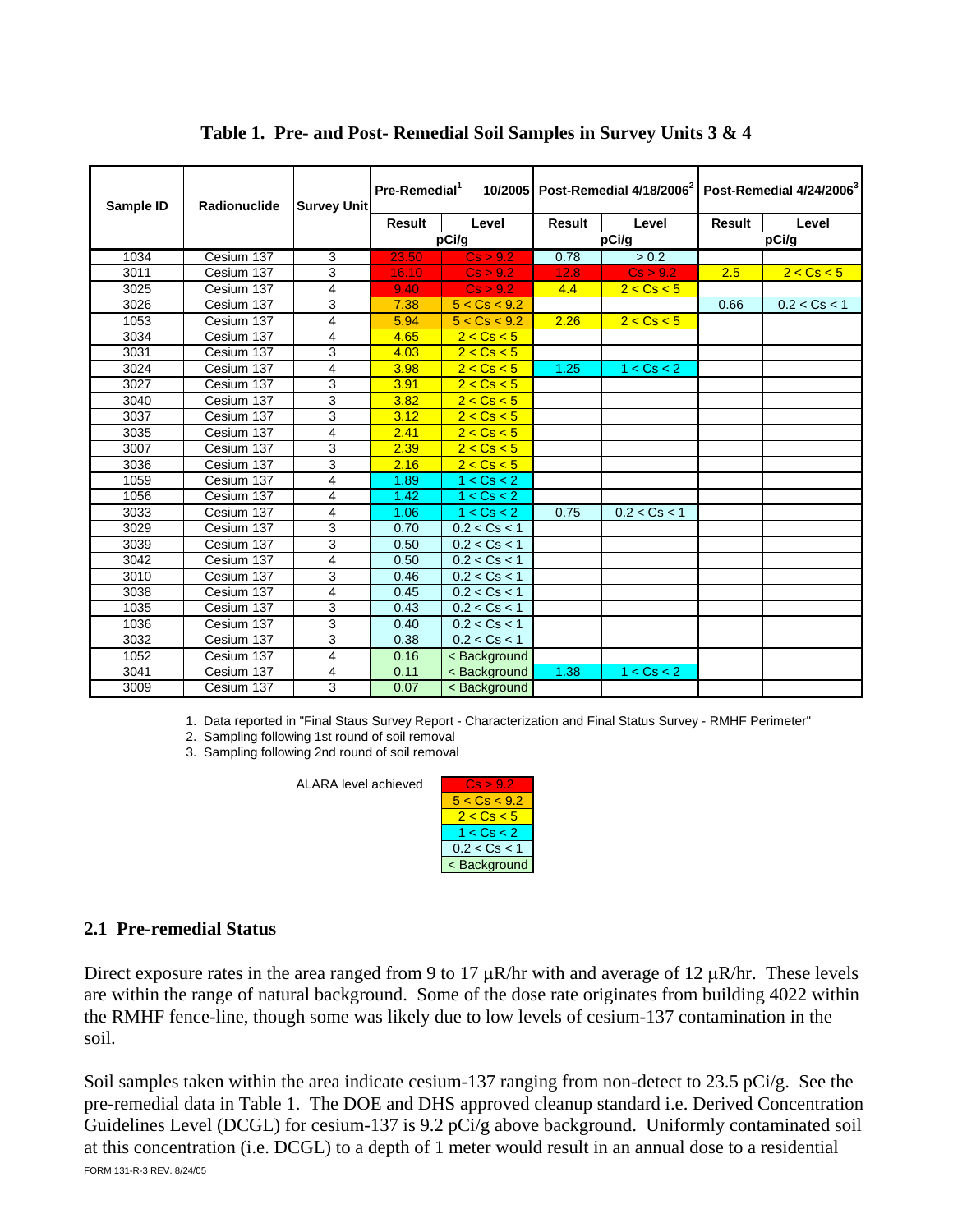**Table 1. Pre- and Post- Remedial Soil Samples in Survey Units 3 & 4**

| Sample ID | Radionuclide | Survey Unit | Pre-Remedial[1] 10/2005 | | Post-Remedial 4/18/2006[2] | | Post-Remedial 4/24/2006[3] | |
|---|---|---|---|---|---|---|---|---|
| | | | Result | Level | Result | Level | Result | Level |
| | | | pCi/g | | pCi/g | | pCi/g | |
| 1034 | Cesium 137 | 3 | 23.50 | Cs > 9.2 | 0.78 | > 0.2 | | |
| 3011 | Cesium 137 | 3 | 16.10 | Cs > 9.2 | 12.8 | Cs > 9.2 | 2.5 | 2 < Cs < 5 |
| 3025 | Cesium 137 | 4 | 9.40 | Cs > 9.2 | 4.4 | 2 < Cs < 5 | | |
| 3026 | Cesium 137 | 3 | 7.38 | 5 < Cs < 9.2 | | | 0.66 | 0.2 < Cs < 1 |
| 1053 | Cesium 137 | 4 | 5.94 | 5 < Cs < 9.2 | 2.26 | 2 < Cs < 5 | | |
| 3034 | Cesium 137 | 4 | 4.65 | 2 < Cs < 5 | | | | |
| 3031 | Cesium 137 | 3 | 4.03 | 2 < Cs < 5 | | | | |
| 3024 | Cesium 137 | 4 | 3.98 | 2 < Cs < 5 | 1.25 | 1 < Cs < 2 | | |
| 3027 | Cesium 137 | 3 | 3.91 | 2 < Cs < 5 | | | | |
| 3040 | Cesium 137 | 3 | 3.82 | 2 < Cs < 5 | | | | |
| 3037 | Cesium 137 | 3 | 3.12 | 2 < Cs < 5 | | | | |
| 3035 | Cesium 137 | 4 | 2.41 | 2 < Cs < 5 | | | | |
| 3007 | Cesium 137 | 3 | 2.39 | 2 < Cs < 5 | | | | |
| 3036 | Cesium 137 | 3 | 2.16 | 2 < Cs < 5 | | | | |
| 1059 | Cesium 137 | 4 | 1.89 | 1 < Cs < 2 | | | | |
| 1056 | Cesium 137 | 4 | 1.42 | 1 < Cs < 2 | | | | |
| 3033 | Cesium 137 | 4 | 1.06 | 1 < Cs < 2 | 0.75 | 0.2 < Cs < 1 | | |
| 3029 | Cesium 137 | 3 | 0.70 | 0.2 < Cs < 1 | | | | |
| 3039 | Cesium 137 | 3 | 0.50 | 0.2 < Cs < 1 | | | | |
| 3042 | Cesium 137 | 4 | 0.50 | 0.2 < Cs < 1 | | | | |
| 3010 | Cesium 137 | 3 | 0.46 | 0.2 < Cs < 1 | | | | |
| 3038 | Cesium 137 | 4 | 0.45 | 0.2 < Cs < 1 | | | | |
| 1035 | Cesium 137 | 3 | 0.43 | 0.2 < Cs < 1 | | | | |
| 1036 | Cesium 137 | 3 | 0.40 | 0.2 < Cs < 1 | | | | |
| 3032 | Cesium 137 | 3 | 0.38 | 0.2 < Cs < 1 | | | | |
| 1052 | Cesium 137 | 4 | 0.16 | < Background | | | | |
| 3041 | Cesium 137 | 4 | 0.11 | < Background | 1.38 | 1 < Cs < 2 | | |
| 3009 | Cesium 137 | 3 | 0.07 | < Background | | | | |

1. Data reported in "Final Staus Survey Report - Characterization and Final Status Survey - RMHF Perimeter"
2. Sampling following 1st round of soil removal
3. Sampling following 2nd round of soil removal

| ALARA level achieved |
|---|
| Cs > 9.2 |
| 5 < Cs < 9.2 |
| 2 < Cs < 5 |
| 1 < Cs < 2 |
| 0.2 < Cs < 1 |
| < Background |

## 2.1 Pre-remedial Status

Direct exposure rates in the area ranged from 9 to 17 μR/hr with and average of 12 μR/hr. These levels are within the range of natural background. Some of the dose rate originates from building 4022 within the RMHF fence-line, though some was likely due to low levels of cesium-137 contamination in the soil.

Soil samples taken within the area indicate cesium-137 ranging from non-detect to 23.5 pCi/g. See the pre-remedial data in Table 1. The DOE and DHS approved cleanup standard i.e. Derived Concentration Guidelines Level (DCGL) for cesium-137 is 9.2 pCi/g above background. Uniformly contaminated soil at this concentration (i.e. DCGL) to a depth of 1 meter would result in an annual dose to a residential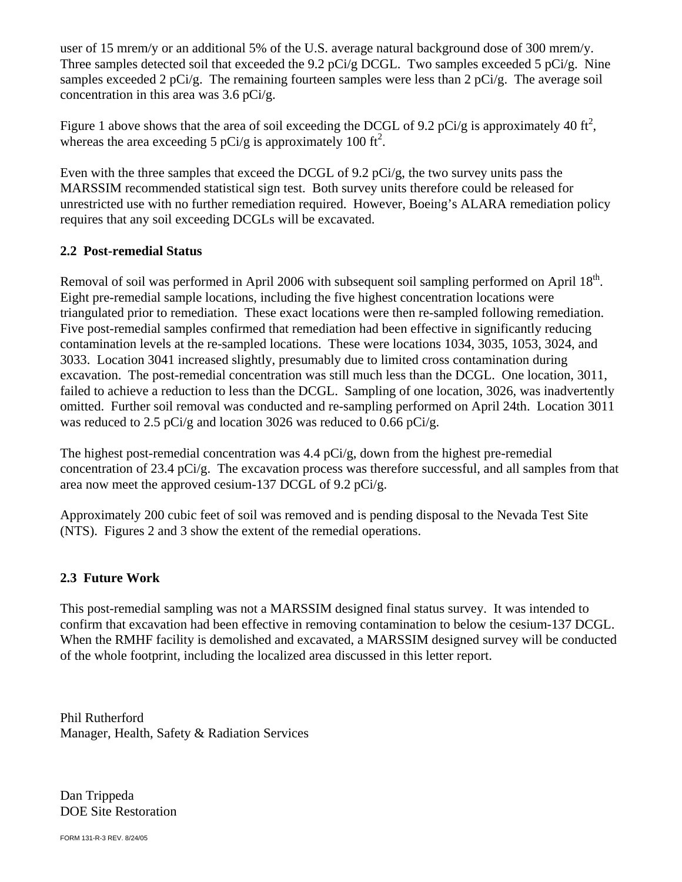user of 15 mrem/y or an additional 5% of the U.S. average natural background dose of 300 mrem/y. Three samples detected soil that exceeded the 9.2 pCi/g DCGL. Two samples exceeded 5 pCi/g. Nine samples exceeded 2 pCi/g. The remaining fourteen samples were less than 2 pCi/g. The average soil concentration in this area was 3.6 pCi/g.

Figure 1 above shows that the area of soil exceeding the DCGL of 9.2 pCi/g is approximately 40 $ft^2$, whereas the area exceeding 5 pCi/g is approximately 100 $ft^2$.

Even with the three samples that exceed the DCGL of 9.2 pCi/g, the two survey units pass the MARSSIM recommended statistical sign test. Both survey units therefore could be released for unrestricted use with no further remediation required. However, Boeing's ALARA remediation policy requires that any soil exceeding DCGLs will be excavated.

## 2.2 Post-remedial Status

Removal of soil was performed in April 2006 with subsequent soil sampling performed on April 18th. Eight pre-remedial sample locations, including the five highest concentration locations were triangulated prior to remediation. These exact locations were then re-sampled following remediation. Five post-remedial samples confirmed that remediation had been effective in significantly reducing contamination levels at the re-sampled locations. These were locations 1034, 3035, 1053, 3024, and 3033. Location 3041 increased slightly, presumably due to limited cross contamination during excavation. The post-remedial concentration was still much less than the DCGL. One location, 3011, failed to achieve a reduction to less than the DCGL. Sampling of one location, 3026, was inadvertently omitted. Further soil removal was conducted and re-sampling performed on April 24th. Location 3011 was reduced to 2.5 pCi/g and location 3026 was reduced to 0.66 pCi/g.

The highest post-remedial concentration was 4.4 pCi/g, down from the highest pre-remedial concentration of 23.4 pCi/g. The excavation process was therefore successful, and all samples from that area now meet the approved cesium-137 DCGL of 9.2 pCi/g.

Approximately 200 cubic feet of soil was removed and is pending disposal to the Nevada Test Site (NTS). Figures 2 and 3 show the extent of the remedial operations.

## 2.3 Future Work

This post-remedial sampling was not a MARSSIM designed final status survey. It was intended to confirm that excavation had been effective in removing contamination to below the cesium-137 DCGL. When the RMHF facility is demolished and excavated, a MARSSIM designed survey will be conducted of the whole footprint, including the localized area discussed in this letter report.

Phil Rutherford
Manager, Health, Safety & Radiation Services

Dan Trippeda
DOE Site Restoration

FORM 131-R-3 REV. 8/24/05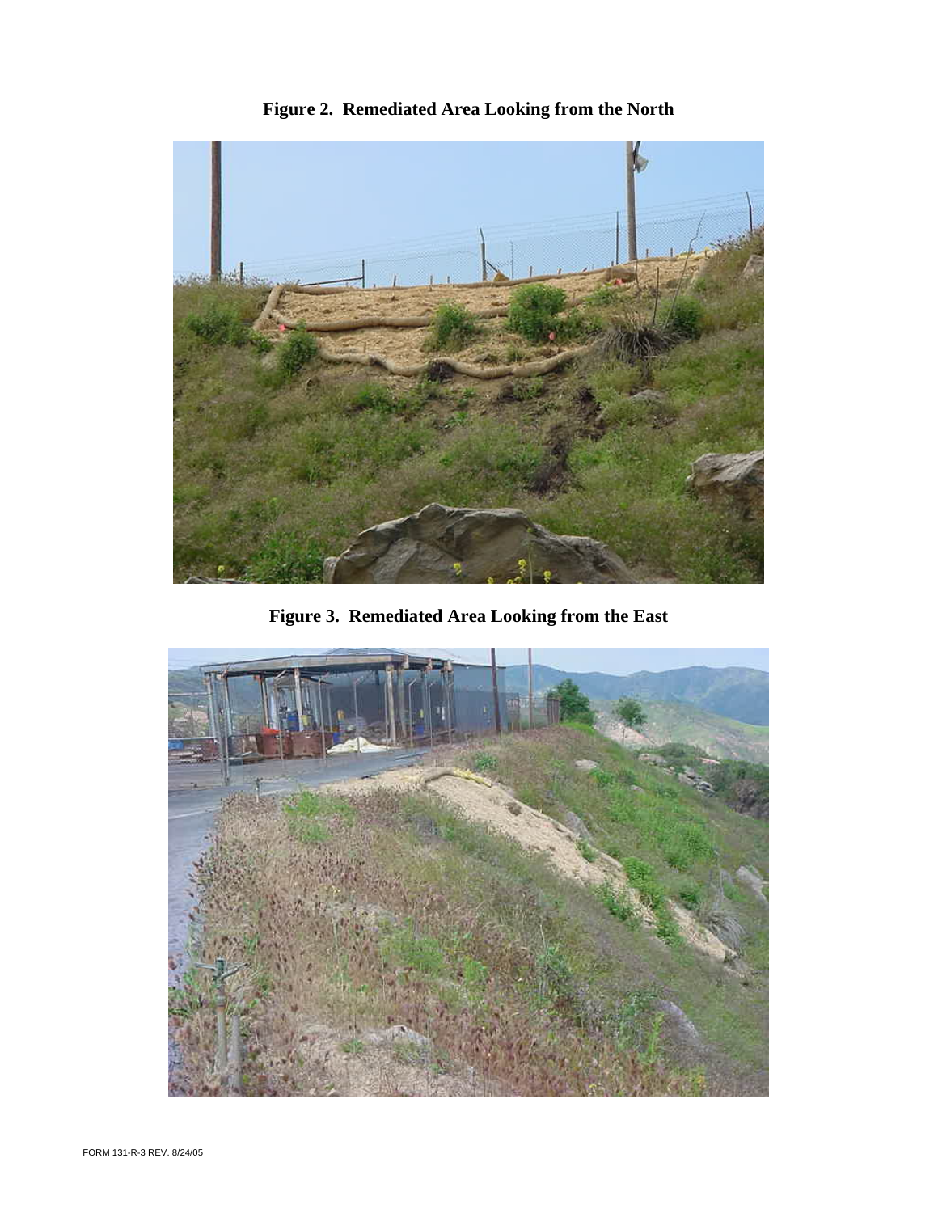**Figure 2. Remediated Area Looking from the North**

**Figure 3. Remediated Area Looking from the East**